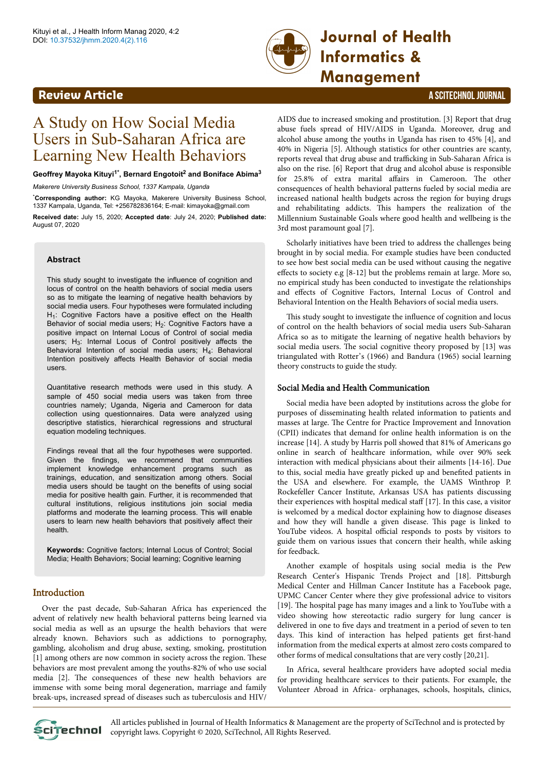Review Article

# A Study on How Social Media Users in Sub-Saharan Africa are Learning New Health Behaviors

**Geoffrey Mayoka Kituyi[1*], Bernard Engotoit[2] and Boniface Abima[3]**

*Makerere University Business School, 1337 Kampala, Uganda*

[*]**Corresponding author:** KG Mayoka, Makerere University Business School, 1337 Kampala, Uganda, Tel: +256782836164; E-mail: kimayoka@gmail.com

**Received date:** July 15, 2020; **Accepted date**: July 24, 2020; **Published date:** August 07, 2020

### Abstract

This study sought to investigate the influence of cognition and locus of control on the health behaviors of social media users so as to mitigate the learning of negative health behaviors by social media users. Four hypotheses were formulated including $H_1$: Cognitive Factors have a positive effect on the Health Behavior of social media users; $H_2$: Cognitive Factors have a positive impact on Internal Locus of Control of social media users; $H_3$: Internal Locus of Control positively affects the Behavioral Intention of social media users; $H_4$: Behavioral Intention positively affects Health Behavior of social media users.

Quantitative research methods were used in this study. A sample of 450 social media users was taken from three countries namely; Uganda, Nigeria and Cameroon for data collection using questionnaires. Data were analyzed using descriptive statistics, hierarchical regressions and structural equation modeling techniques.

Findings reveal that all the four hypotheses were supported. Given the findings, we recommend that communities implement knowledge enhancement programs such as trainings, education, and sensitization among others. Social media users should be taught on the benefits of using social media for positive health gain. Further, it is recommended that cultural institutions, religious institutions join social media platforms and moderate the learning process. This will enable users to learn new health behaviors that positively affect their health.

**Keywords:** Cognitive factors; Internal Locus of Control; Social Media; Health Behaviors; Social learning; Cognitive learning

## Introduction

Over the past decade, Sub-Saharan Africa has experienced the advent of relatively new health behavioral patterns being learned via social media as well as an upsurge the health behaviors that were already known. Behaviors such as addictions to pornography, gambling, alcoholism and drug abuse, sexting, smoking, prostitution [1] among others are now common in society across the region. These behaviors are most prevalent among the youths-82% of who use social media [2]. The consequences of these new health behaviors are immense with some being moral degeneration, marriage and family break-ups, increased spread of diseases such as tuberculosis and HIV/AIDS due to increased smoking and prostitution. [3] Report that drug abuse fuels spread of HIV/AIDS in Uganda. Moreover, drug and alcohol abuse among the youths in Uganda has risen to 45% [4], and 40% in Nigeria [5]. Although statistics for other countries are scanty, reports reveal that drug abuse and trafficking in Sub-Saharan Africa is also on the rise. [6] Report that drug and alcohol abuse is responsible for 25.8% of extra marital affairs in Cameroon. The other consequences of health behavioral patterns fueled by social media are increased national health budgets across the region for buying drugs and rehabilitating addicts. This hampers the realization of the Millennium Sustainable Goals where good health and wellbeing is the 3rd most paramount goal [7].

Scholarly initiatives have been tried to address the challenges being brought in by social media. For example studies have been conducted to see how best social media can be used without causing the negative effects to society e.g [8-12] but the problems remain at large. More so, no empirical study has been conducted to investigate the relationships and effects of Cognitive Factors, Internal Locus of Control and Behavioral Intention on the Health Behaviors of social media users.

This study sought to investigate the influence of cognition and locus of control on the health behaviors of social media users Sub-Saharan Africa so as to mitigate the learning of negative health behaviors by social media users. The social cognitive theory proposed by [13] was triangulated with Rotter's (1966) and Bandura (1965) social learning theory constructs to guide the study.

## Social Media and Health Communication

Social media have been adopted by institutions across the globe for purposes of disseminating health related information to patients and masses at large. The Centre for Practice Improvement and Innovation (CPII) indicates that demand for online health information is on the increase [14]. A study by Harris poll showed that 81% of Americans go online in search of healthcare information, while over 90% seek interaction with medical physicians about their ailments [14-16]. Due to this, social media have greatly picked up and benefited patients in the USA and elsewhere. For example, the UAMS Winthrop P. Rockefeller Cancer Institute, Arkansas USA has patients discussing their experiences with hospital medical staff [17]. In this case, a visitor is welcomed by a medical doctor explaining how to diagnose diseases and how they will handle a given disease. This page is linked to YouTube videos. A hospital official responds to posts by visitors to guide them on various issues that concern their health, while asking for feedback.

Another example of hospitals using social media is the Pew Research Center's Hispanic Trends Project and [18]. Pittsburgh Medical Center and Hillman Cancer Institute has a Facebook page, UPMC Cancer Center where they give professional advice to visitors [19]. The hospital page has many images and a link to YouTube with a video showing how stereotactic radio surgery for lung cancer is delivered in one to five days and treatment in a period of seven to ten days. This kind of interaction has helped patients get first-hand information from the medical experts at almost zero costs compared to other forms of medical consultations that are very costly [20,21].

In Africa, several healthcare providers have adopted social media for providing healthcare services to their patients. For example, the Volunteer Abroad in Africa- orphanages, schools, hospitals, clinics,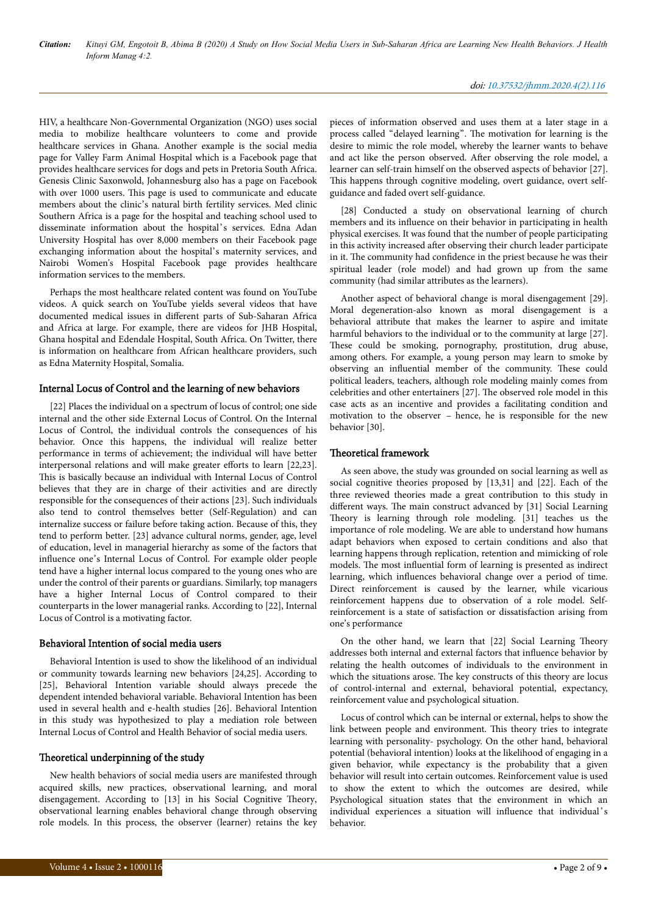HIV, a healthcare Non-Governmental Organization (NGO) uses social media to mobilize healthcare volunteers to come and provide healthcare services in Ghana. Another example is the social media page for Valley Farm Animal Hospital which is a Facebook page that provides healthcare services for dogs and pets in Pretoria South Africa. Genesis Clinic Saxonwold, Johannesburg also has a page on Facebook with over 1000 users. This page is used to communicate and educate members about the clinic's natural birth fertility services. Med clinic Southern Africa is a page for the hospital and teaching school used to disseminate information about the hospital's services. Edna Adan University Hospital has over 8,000 members on their Facebook page exchanging information about the hospital's maternity services, and Nairobi Women's Hospital Facebook page provides healthcare information services to the members.

Perhaps the most healthcare related content was found on YouTube videos. A quick search on YouTube yields several videos that have documented medical issues in different parts of Sub-Saharan Africa and Africa at large. For example, there are videos for JHB Hospital, Ghana hospital and Edendale Hospital, South Africa. On Twitter, there is information on healthcare from African healthcare providers, such as Edna Maternity Hospital, Somalia.

## Internal Locus of Control and the learning of new behaviors

[22] Places the individual on a spectrum of locus of control; one side internal and the other side External Locus of Control. On the Internal Locus of Control, the individual controls the consequences of his behavior. Once this happens, the individual will realize better performance in terms of achievement; the individual will have better interpersonal relations and will make greater efforts to learn [22,23]. This is basically because an individual with Internal Locus of Control believes that they are in charge of their activities and are directly responsible for the consequences of their actions [23]. Such individuals also tend to control themselves better (Self-Regulation) and can internalize success or failure before taking action. Because of this, they tend to perform better. [23] advance cultural norms, gender, age, level of education, level in managerial hierarchy as some of the factors that influence one's Internal Locus of Control. For example older people tend have a higher internal locus compared to the young ones who are under the control of their parents or guardians. Similarly, top managers have a higher Internal Locus of Control compared to their counterparts in the lower managerial ranks. According to [22], Internal Locus of Control is a motivating factor.

## Behavioral Intention of social media users

Behavioral Intention is used to show the likelihood of an individual or community towards learning new behaviors [24,25]. According to [25], Behavioral Intention variable should always precede the dependent intended behavioral variable. Behavioral Intention has been used in several health and e-health studies [26]. Behavioral Intention in this study was hypothesized to play a mediation role between Internal Locus of Control and Health Behavior of social media users.

## Theoretical underpinning of the study

New health behaviors of social media users are manifested through acquired skills, new practices, observational learning, and moral disengagement. According to [13] in his Social Cognitive Theory, observational learning enables behavioral change through observing role models. In this process, the observer (learner) retains the key pieces of information observed and uses them at a later stage in a process called "delayed learning". The motivation for learning is the desire to mimic the role model, whereby the learner wants to behave and act like the person observed. After observing the role model, a learner can self-train himself on the observed aspects of behavior [27]. This happens through cognitive modeling, overt guidance, overt self-guidance and faded overt self-guidance.

[28] Conducted a study on observational learning of church members and its influence on their behavior in participating in health physical exercises. It was found that the number of people participating in this activity increased after observing their church leader participate in it. The community had confidence in the priest because he was their spiritual leader (role model) and had grown up from the same community (had similar attributes as the learners).

Another aspect of behavioral change is moral disengagement [29]. Moral degeneration-also known as moral disengagement is a behavioral attribute that makes the learner to aspire and imitate harmful behaviors to the individual or to the community at large [27]. These could be smoking, pornography, prostitution, drug abuse, among others. For example, a young person may learn to smoke by observing an influential member of the community. These could political leaders, teachers, although role modeling mainly comes from celebrities and other entertainers [27]. The observed role model in this case acts as an incentive and provides a facilitating condition and motivation to the observer – hence, he is responsible for the new behavior [30].

## Theoretical framework

As seen above, the study was grounded on social learning as well as social cognitive theories proposed by [13,31] and [22]. Each of the three reviewed theories made a great contribution to this study in different ways. The main construct advanced by [31] Social Learning Theory is learning through role modeling. [31] teaches us the importance of role modeling. We are able to understand how humans adapt behaviors when exposed to certain conditions and also that learning happens through replication, retention and mimicking of role models. The most influential form of learning is presented as indirect learning, which influences behavioral change over a period of time. Direct reinforcement is caused by the learner, while vicarious reinforcement happens due to observation of a role model. Self-reinforcement is a state of satisfaction or dissatisfaction arising from one's performance

On the other hand, we learn that [22] Social Learning Theory addresses both internal and external factors that influence behavior by relating the health outcomes of individuals to the environment in which the situations arose. The key constructs of this theory are locus of control-internal and external, behavioral potential, expectancy, reinforcement value and psychological situation.

Locus of control which can be internal or external, helps to show the link between people and environment. This theory tries to integrate learning with personality- psychology. On the other hand, behavioral potential (behavioral intention) looks at the likelihood of engaging in a given behavior, while expectancy is the probability that a given behavior will result into certain outcomes. Reinforcement value is used to show the extent to which the outcomes are desired, while Psychological situation states that the environment in which an individual experiences a situation will influence that individual's behavior.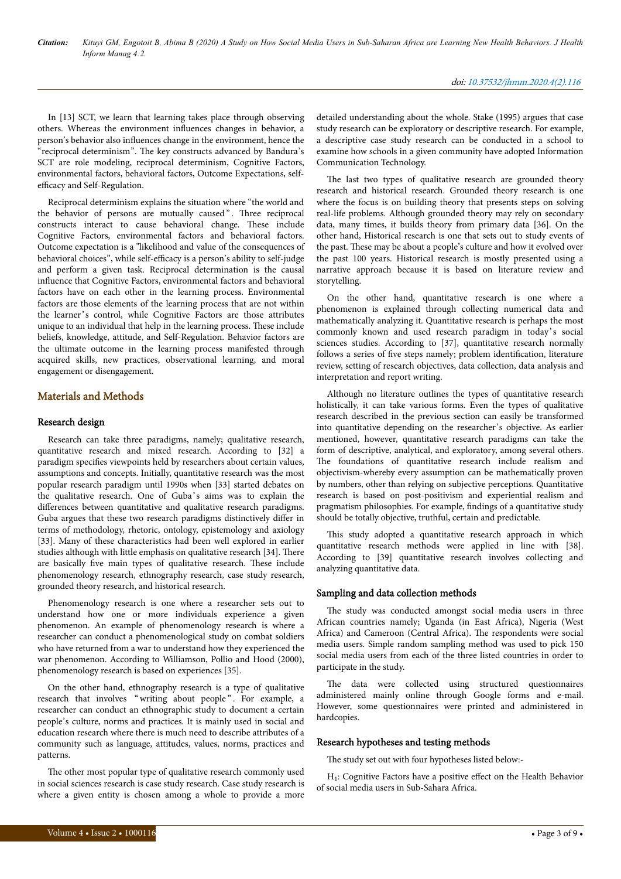In [13] SCT, we learn that learning takes place through observing others. Whereas the environment influences changes in behavior, a person's behavior also influences change in the environment, hence the "reciprocal determinism". The key constructs advanced by Bandura's SCT are role modeling, reciprocal determinism, Cognitive Factors, environmental factors, behavioral factors, Outcome Expectations, self-efficacy and Self-Regulation.

Reciprocal determinism explains the situation where "the world and the behavior of persons are mutually caused". Three reciprocal constructs interact to cause behavioral change. These include Cognitive Factors, environmental factors and behavioral factors. Outcome expectation is a "likelihood and value of the consequences of behavioral choices", while self-efficacy is a person's ability to self-judge and perform a given task. Reciprocal determination is the causal influence that Cognitive Factors, environmental factors and behavioral factors have on each other in the learning process. Environmental factors are those elements of the learning process that are not within the learner's control, while Cognitive Factors are those attributes unique to an individual that help in the learning process. These include beliefs, knowledge, attitude, and Self-Regulation. Behavior factors are the ultimate outcome in the learning process manifested through acquired skills, new practices, observational learning, and moral engagement or disengagement.

## Materials and Methods

### Research design

Research can take three paradigms, namely; qualitative research, quantitative research and mixed research. According to [32] a paradigm specifies viewpoints held by researchers about certain values, assumptions and concepts. Initially, quantitative research was the most popular research paradigm until 1990s when [33] started debates on the qualitative research. One of Guba's aims was to explain the differences between quantitative and qualitative research paradigms. Guba argues that these two research paradigms distinctively differ in terms of methodology, rhetoric, ontology, epistemology and axiology [33]. Many of these characteristics had been well explored in earlier studies although with little emphasis on qualitative research [34]. There are basically five main types of qualitative research. These include phenomenology research, ethnography research, case study research, grounded theory research, and historical research.

Phenomenology research is one where a researcher sets out to understand how one or more individuals experience a given phenomenon. An example of phenomenology research is where a researcher can conduct a phenomenological study on combat soldiers who have returned from a war to understand how they experienced the war phenomenon. According to Williamson, Pollio and Hood (2000), phenomenology research is based on experiences [35].

On the other hand, ethnography research is a type of qualitative research that involves "writing about people". For example, a researcher can conduct an ethnographic study to document a certain people's culture, norms and practices. It is mainly used in social and education research where there is much need to describe attributes of a community such as language, attitudes, values, norms, practices and patterns.

The other most popular type of qualitative research commonly used in social sciences research is case study research. Case study research is where a given entity is chosen among a whole to provide a more detailed understanding about the whole. Stake (1995) argues that case study research can be exploratory or descriptive research. For example, a descriptive case study research can be conducted in a school to examine how schools in a given community have adopted Information Communication Technology.

The last two types of qualitative research are grounded theory research and historical research. Grounded theory research is one where the focus is on building theory that presents steps on solving real-life problems. Although grounded theory may rely on secondary data, many times, it builds theory from primary data [36]. On the other hand, Historical research is one that sets out to study events of the past. These may be about a people's culture and how it evolved over the past 100 years. Historical research is mostly presented using a narrative approach because it is based on literature review and storytelling.

On the other hand, quantitative research is one where a phenomenon is explained through collecting numerical data and mathematically analyzing it. Quantitative research is perhaps the most commonly known and used research paradigm in today's social sciences studies. According to [37], quantitative research normally follows a series of five steps namely; problem identification, literature review, setting of research objectives, data collection, data analysis and interpretation and report writing.

Although no literature outlines the types of quantitative research holistically, it can take various forms. Even the types of qualitative research described in the previous section can easily be transformed into quantitative depending on the researcher's objective. As earlier mentioned, however, quantitative research paradigms can take the form of descriptive, analytical, and exploratory, among several others. The foundations of quantitative research include realism and objectivism-whereby every assumption can be mathematically proven by numbers, other than relying on subjective perceptions. Quantitative research is based on post-positivism and experiential realism and pragmatism philosophies. For example, findings of a quantitative study should be totally objective, truthful, certain and predictable.

This study adopted a quantitative research approach in which quantitative research methods were applied in line with [38]. According to [39] quantitative research involves collecting and analyzing quantitative data.

### Sampling and data collection methods

The study was conducted amongst social media users in three African countries namely; Uganda (in East Africa), Nigeria (West Africa) and Cameroon (Central Africa). The respondents were social media users. Simple random sampling method was used to pick 150 social media users from each of the three listed countries in order to participate in the study.

The data were collected using structured questionnaires administered mainly online through Google forms and e-mail. However, some questionnaires were printed and administered in hardcopies.

### Research hypotheses and testing methods

The study set out with four hypotheses listed below:-

$H_1$: Cognitive Factors have a positive effect on the Health Behavior of social media users in Sub-Sahara Africa.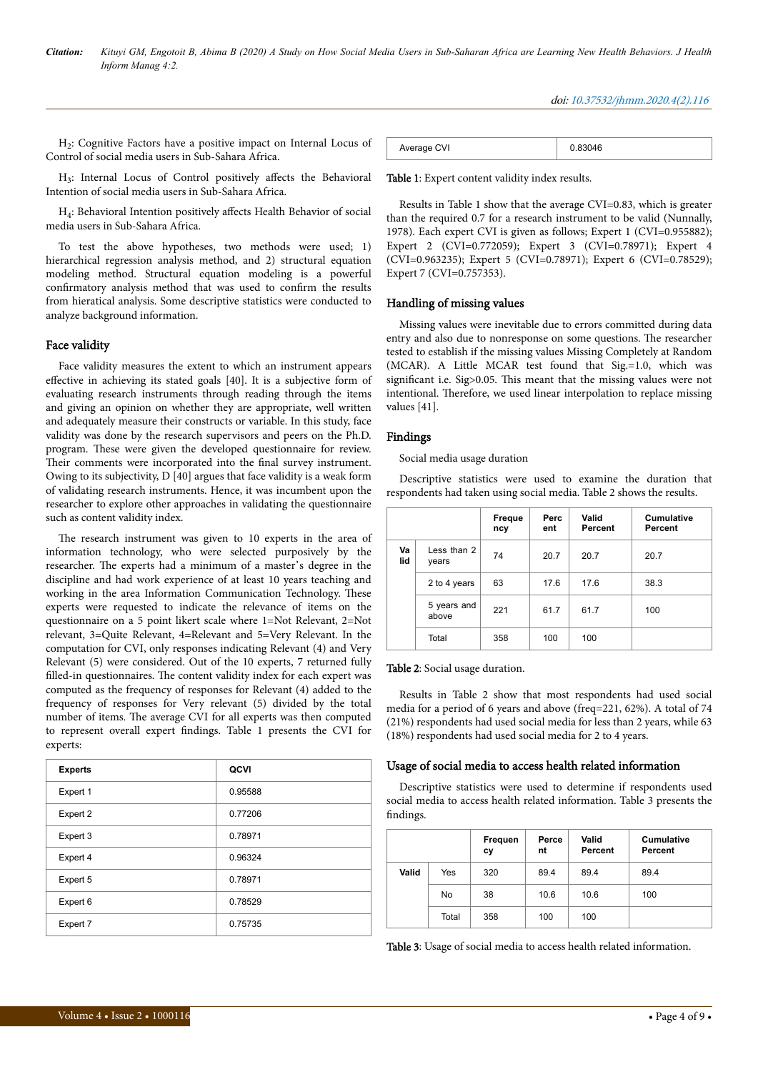$H_2$: Cognitive Factors have a positive impact on Internal Locus of Control of social media users in Sub-Sahara Africa.

$H_3$: Internal Locus of Control positively affects the Behavioral Intention of social media users in Sub-Sahara Africa.

$H_4$: Behavioral Intention positively affects Health Behavior of social media users in Sub-Sahara Africa.

To test the above hypotheses, two methods were used; 1) hierarchical regression analysis method, and 2) structural equation modeling method. Structural equation modeling is a powerful confirmatory analysis method that was used to confirm the results from hieratical analysis. Some descriptive statistics were conducted to analyze background information.

## Face validity

Face validity measures the extent to which an instrument appears effective in achieving its stated goals [40]. It is a subjective form of evaluating research instruments through reading through the items and giving an opinion on whether they are appropriate, well written and adequately measure their constructs or variable. In this study, face validity was done by the research supervisors and peers on the Ph.D. program. These were given the developed questionnaire for review. Their comments were incorporated into the final survey instrument. Owing to its subjectivity, D [40] argues that face validity is a weak form of validating research instruments. Hence, it was incumbent upon the researcher to explore other approaches in validating the questionnaire such as content validity index.

The research instrument was given to 10 experts in the area of information technology, who were selected purposively by the researcher. The experts had a minimum of a master's degree in the discipline and had work experience of at least 10 years teaching and working in the area Information Communication Technology. These experts were requested to indicate the relevance of items on the questionnaire on a 5 point likert scale where 1=Not Relevant, 2=Not relevant, 3=Quite Relevant, 4=Relevant and 5=Very Relevant. In the computation for CVI, only responses indicating Relevant (4) and Very Relevant (5) were considered. Out of the 10 experts, 7 returned fully filled-in questionnaires. The content validity index for each expert was computed as the frequency of responses for Relevant (4) added to the frequency of responses for Very relevant (5) divided by the total number of items. The average CVI for all experts was then computed to represent overall expert findings. Table 1 presents the CVI for experts:

| Experts | QCVI |
|---|---|
| Expert 1 | 0.95588 |
| Expert 2 | 0.77206 |
| Expert 3 | 0.78971 |
| Expert 4 | 0.96324 |
| Expert 5 | 0.78971 |
| Expert 6 | 0.78529 |
| Expert 7 | 0.75735 |
| Average CVI | 0.83046 |

**Table 1**: Expert content validity index results.

Results in Table 1 show that the average CVI=0.83, which is greater than the required 0.7 for a research instrument to be valid (Nunnally, 1978). Each expert CVI is given as follows; Expert 1 (CVI=0.955882); Expert 2 (CVI=0.772059); Expert 3 (CVI=0.78971); Expert 4 (CVI=0.963235); Expert 5 (CVI=0.78971); Expert 6 (CVI=0.78529); Expert 7 (CVI=0.757353).

## Handling of missing values

Missing values were inevitable due to errors committed during data entry and also due to nonresponse on some questions. The researcher tested to establish if the missing values Missing Completely at Random (MCAR). A Little MCAR test found that Sig.=1.0, which was significant i.e. Sig>0.05. This meant that the missing values were not intentional. Therefore, we used linear interpolation to replace missing values [41].

## Findings

Social media usage duration

Descriptive statistics were used to examine the duration that respondents had taken using social media. Table 2 shows the results.

| | | Frequency | Percent | Valid Percent | Cumulative Percent |
|---|---|---|---|---|---|
| Valid | Less than 2 years | 74 | 20.7 | 20.7 | 20.7 |
| | 2 to 4 years | 63 | 17.6 | 17.6 | 38.3 |
| | 5 years and above | 221 | 61.7 | 61.7 | 100 |
| | Total | 358 | 100 | 100 | |

**Table 2**: Social usage duration.

Results in Table 2 show that most respondents had used social media for a period of 6 years and above (freq=221, 62%). A total of 74 (21%) respondents had used social media for less than 2 years, while 63 (18%) respondents had used social media for 2 to 4 years.

## Usage of social media to access health related information

Descriptive statistics were used to determine if respondents used social media to access health related information. Table 3 presents the findings.

| | | Frequency | Percent | Valid Percent | Cumulative Percent |
|---|---|---|---|---|---|
| Valid | Yes | 320 | 89.4 | 89.4 | 89.4 |
| | No | 38 | 10.6 | 10.6 | 100 |
| | Total | 358 | 100 | 100 | |

**Table 3**: Usage of social media to access health related information.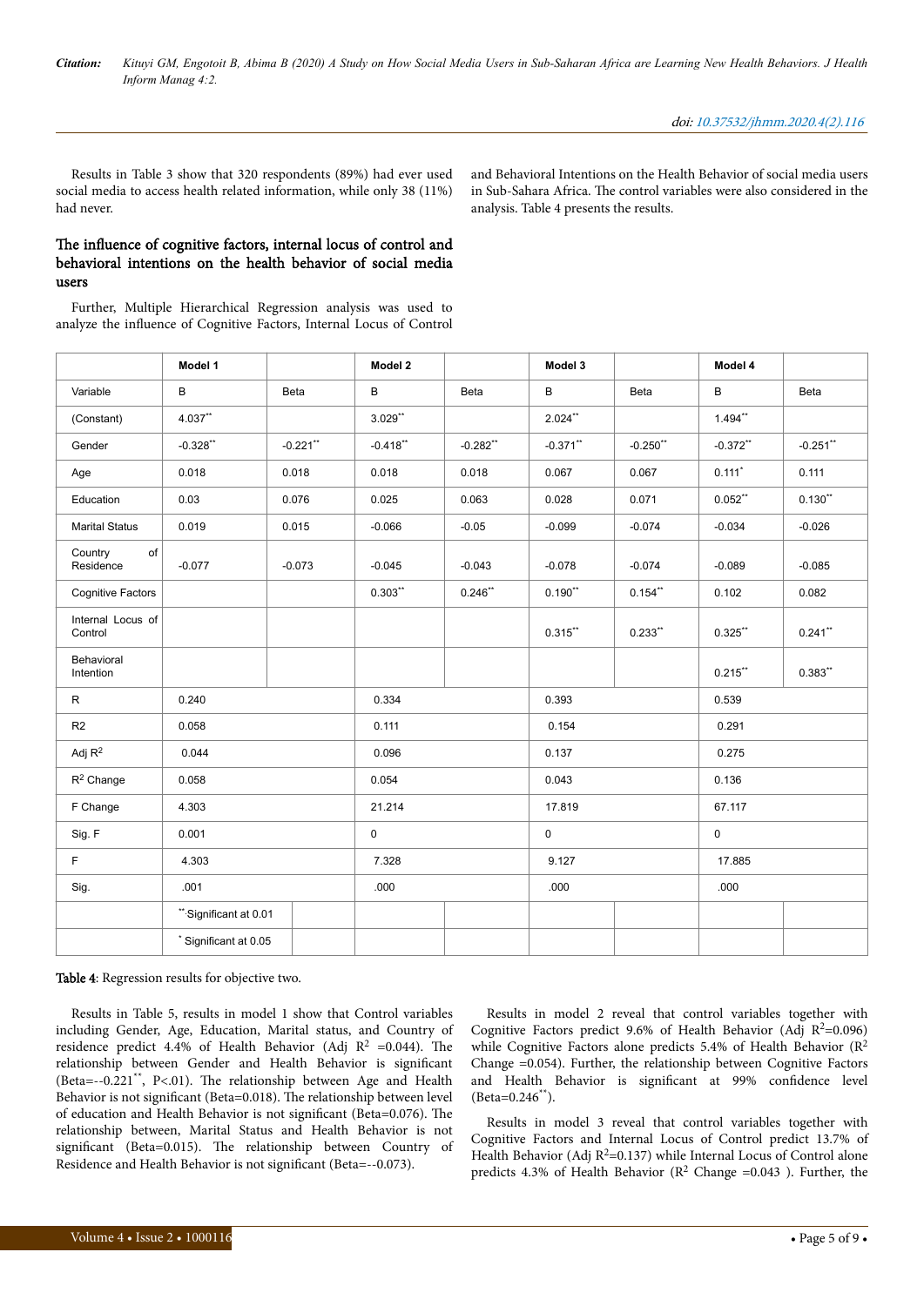Results in Table 3 show that 320 respondents (89%) had ever used social media to access health related information, while only 38 (11%) had never.

### The influence of cognitive factors, internal locus of control and behavioral intentions on the health behavior of social media users

Further, Multiple Hierarchical Regression analysis was used to analyze the influence of Cognitive Factors, Internal Locus of Control and Behavioral Intentions on the Health Behavior of social media users in Sub-Sahara Africa. The control variables were also considered in the analysis. Table 4 presents the results.

| | Model 1 | | Model 2 | | Model 3 | | Model 4 | |
|---|---|---|---|---|---|---|---|---|
| Variable | B | Beta | B | Beta | B | Beta | B | Beta |
| (Constant) | 4.037** | | 3.029** | | 2.024** | | 1.494** | |
| Gender | -0.328** | -0.221** | -0.418** | -0.282** | -0.371** | -0.250** | -0.372** | -0.251** |
| Age | 0.018 | 0.018 | 0.018 | 0.018 | 0.067 | 0.067 | 0.111* | 0.111 |
| Education | 0.03 | 0.076 | 0.025 | 0.063 | 0.028 | 0.071 | 0.052** | 0.130** |
| Marital Status | 0.019 | 0.015 | -0.066 | -0.05 | -0.099 | -0.074 | -0.034 | -0.026 |
| Country of Residence | -0.077 | -0.073 | -0.045 | -0.043 | -0.078 | -0.074 | -0.089 | -0.085 |
| Cognitive Factors | | | 0.303** | 0.246** | 0.190** | 0.154** | 0.102 | 0.082 |
| Internal Locus of Control | | | | | 0.315** | 0.233** | 0.325** | 0.241** |
| Behavioral Intention | | | | | | | 0.215** | 0.383** |
| R | 0.240 | | 0.334 | | 0.393 | | 0.539 | |
| R2 | 0.058 | | 0.111 | | 0.154 | | 0.291 | |
| Adj $R^2$ | 0.044 | | 0.096 | | 0.137 | | 0.275 | |
| $R^2$ Change | 0.058 | | 0.054 | | 0.043 | | 0.136 | |
| F Change | 4.303 | | 21.214 | | 17.819 | | 67.117 | |
| Sig. F | 0.001 | | 0 | | 0 | | 0 | |
| F | 4.303 | | 7.328 | | 9.127 | | 17.885 | |
| Sig. | .001 | | .000 | | .000 | | .000 | |
| | **Significant at 0.01 | | | | | | | |
| | * Significant at 0.05 | | | | | | | |

**Table 4**: Regression results for objective two.

Results in Table 5, results in model 1 show that Control variables including Gender, Age, Education, Marital status, and Country of residence predict 4.4% of Health Behavior (Adj $R^2$ =0.044). The relationship between Gender and Health Behavior is significant (Beta=--0.221**, P<.01). The relationship between Age and Health Behavior is not significant (Beta=0.018). The relationship between level of education and Health Behavior is not significant (Beta=0.076). The relationship between, Marital Status and Health Behavior is not significant (Beta=0.015). The relationship between Country of Residence and Health Behavior is not significant (Beta=--0.073).

Results in model 2 reveal that control variables together with Cognitive Factors predict 9.6% of Health Behavior (Adj $R^2$=0.096) while Cognitive Factors alone predicts 5.4% of Health Behavior ($R^2$ Change =0.054). Further, the relationship between Cognitive Factors and Health Behavior is significant at 99% confidence level (Beta=0.246**).

Results in model 3 reveal that control variables together with Cognitive Factors and Internal Locus of Control predict 13.7% of Health Behavior (Adj $R^2$=0.137) while Internal Locus of Control alone predicts 4.3% of Health Behavior ($R^2$ Change =0.043 ). Further, the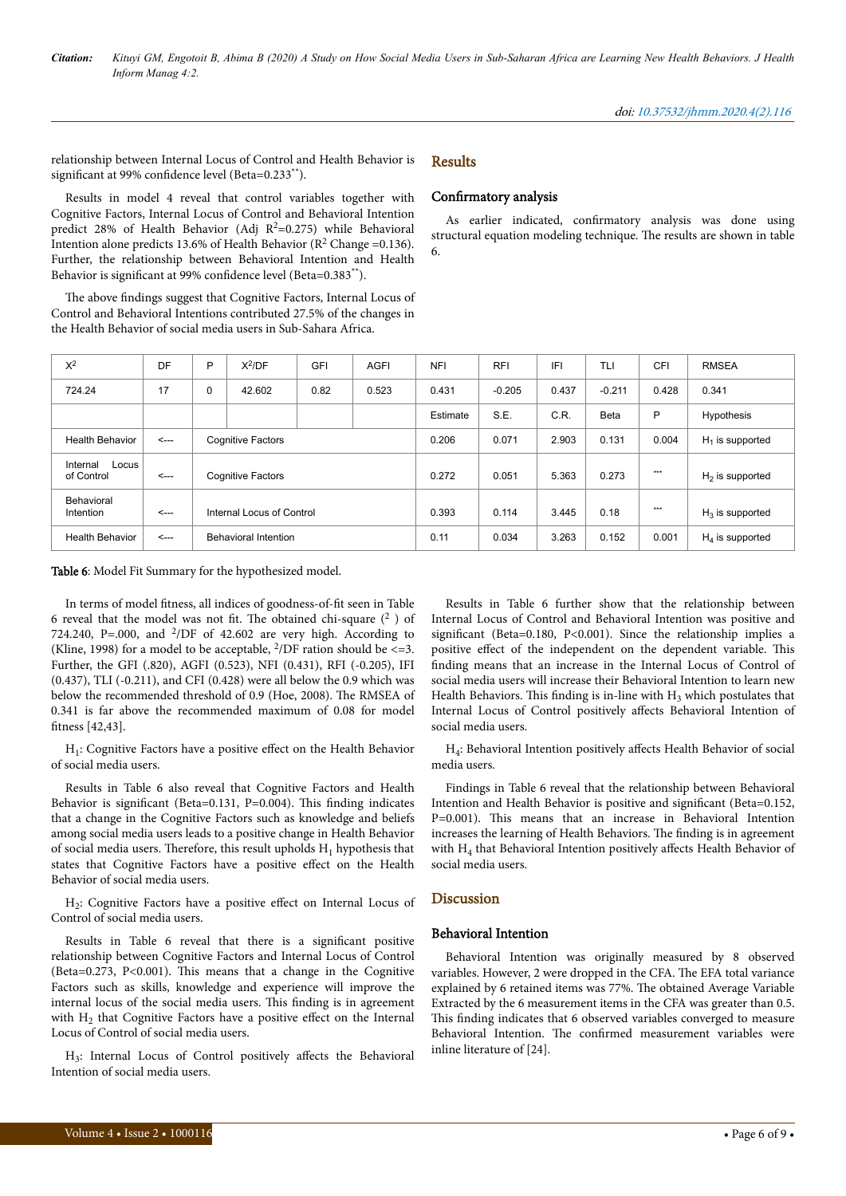relationship between Internal Locus of Control and Health Behavior is significant at 99% confidence level (Beta=0.233**).

Results in model 4 reveal that control variables together with Cognitive Factors, Internal Locus of Control and Behavioral Intention predict 28% of Health Behavior (Adj $R^2$=0.275) while Behavioral Intention alone predicts 13.6% of Health Behavior ($R^2$ Change =0.136). Further, the relationship between Behavioral Intention and Health Behavior is significant at 99% confidence level (Beta=0.383**).

The above findings suggest that Cognitive Factors, Internal Locus of Control and Behavioral Intentions contributed 27.5% of the changes in the Health Behavior of social media users in Sub-Sahara Africa.

## Results

### Confirmatory analysis

As earlier indicated, confirmatory analysis was done using structural equation modeling technique. The results are shown in table 6.

| $X^2$ | DF | P | $X^2$/DF | GFI | AGFI | NFI | RFI | IFI | TLI | CFI | RMSEA |
|---|---|---|---|---|---|---|---|---|---|---|---|
| 724.24 | 17 | 0 | 42.602 | 0.82 | 0.523 | 0.431 | -0.205 | 0.437 | -0.211 | 0.428 | 0.341 |
| | | | | | | Estimate | S.E. | C.R. | Beta | P | Hypothesis |
| Health Behavior | <--- | Cognitive Factors | | | | 0.206 | 0.071 | 2.903 | 0.131 | 0.004 | $H_1$ is supported |
| Internal Locus of Control | <--- | Cognitive Factors | | | | 0.272 | 0.051 | 5.363 | 0.273 | *** | $H_2$ is supported |
| Behavioral Intention | <--- | Internal Locus of Control | | | | 0.393 | 0.114 | 3.445 | 0.18 | *** | $H_3$ is supported |
| Health Behavior | <--- | Behavioral Intention | | | | 0.11 | 0.034 | 3.263 | 0.152 | 0.001 | $H_4$ is supported |

**Table 6**: Model Fit Summary for the hypothesized model.

In terms of model fitness, all indices of goodness-of-fit seen in Table 6 reveal that the model was not fit. The obtained chi-square ($^2$ ) of 724.240, P=.000, and $^2$/DF of 42.602 are very high. According to (Kline, 1998) for a model to be acceptable, $^2$/DF ration should be <=3. Further, the GFI (.820), AGFI (0.523), NFI (0.431), RFI (-0.205), IFI (0.437), TLI (-0.211), and CFI (0.428) were all below the 0.9 which was below the recommended threshold of 0.9 (Hoe, 2008). The RMSEA of 0.341 is far above the recommended maximum of 0.08 for model fitness [42,43].

$H_1$: Cognitive Factors have a positive effect on the Health Behavior of social media users.

Results in Table 6 also reveal that Cognitive Factors and Health Behavior is significant (Beta=0.131, P=0.004). This finding indicates that a change in the Cognitive Factors such as knowledge and beliefs among social media users leads to a positive change in Health Behavior of social media users. Therefore, this result upholds $H_1$ hypothesis that states that Cognitive Factors have a positive effect on the Health Behavior of social media users.

$H_2$: Cognitive Factors have a positive effect on Internal Locus of Control of social media users.

Results in Table 6 reveal that there is a significant positive relationship between Cognitive Factors and Internal Locus of Control (Beta=0.273, P<0.001). This means that a change in the Cognitive Factors such as skills, knowledge and experience will improve the internal locus of the social media users. This finding is in agreement with $H_2$ that Cognitive Factors have a positive effect on the Internal Locus of Control of social media users.

$H_3$: Internal Locus of Control positively affects the Behavioral Intention of social media users.

Results in Table 6 further show that the relationship between Internal Locus of Control and Behavioral Intention was positive and significant (Beta=0.180, P<0.001). Since the relationship implies a positive effect of the independent on the dependent variable. This finding means that an increase in the Internal Locus of Control of social media users will increase their Behavioral Intention to learn new Health Behaviors. This finding is in-line with $H_3$ which postulates that Internal Locus of Control positively affects Behavioral Intention of social media users.

$H_4$: Behavioral Intention positively affects Health Behavior of social media users.

Findings in Table 6 reveal that the relationship between Behavioral Intention and Health Behavior is positive and significant (Beta=0.152, P=0.001). This means that an increase in Behavioral Intention increases the learning of Health Behaviors. The finding is in agreement with $H_4$ that Behavioral Intention positively affects Health Behavior of social media users.

## Discussion

### Behavioral Intention

Behavioral Intention was originally measured by 8 observed variables. However, 2 were dropped in the CFA. The EFA total variance explained by 6 retained items was 77%. The obtained Average Variable Extracted by the 6 measurement items in the CFA was greater than 0.5. This finding indicates that 6 observed variables converged to measure Behavioral Intention. The confirmed measurement variables were inline literature of [24].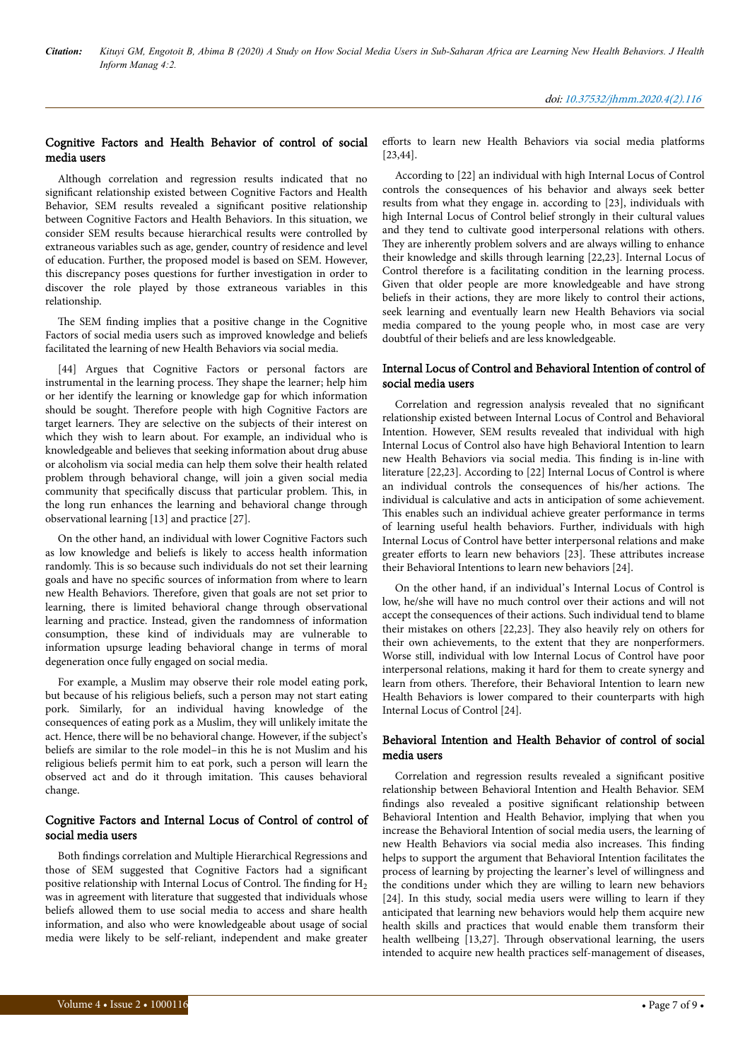## Cognitive Factors and Health Behavior of control of social media users

Although correlation and regression results indicated that no significant relationship existed between Cognitive Factors and Health Behavior, SEM results revealed a significant positive relationship between Cognitive Factors and Health Behaviors. In this situation, we consider SEM results because hierarchical results were controlled by extraneous variables such as age, gender, country of residence and level of education. Further, the proposed model is based on SEM. However, this discrepancy poses questions for further investigation in order to discover the role played by those extraneous variables in this relationship.

The SEM finding implies that a positive change in the Cognitive Factors of social media users such as improved knowledge and beliefs facilitated the learning of new Health Behaviors via social media.

[44] Argues that Cognitive Factors or personal factors are instrumental in the learning process. They shape the learner; help him or her identify the learning or knowledge gap for which information should be sought. Therefore people with high Cognitive Factors are target learners. They are selective on the subjects of their interest on which they wish to learn about. For example, an individual who is knowledgeable and believes that seeking information about drug abuse or alcoholism via social media can help them solve their health related problem through behavioral change, will join a given social media community that specifically discuss that particular problem. This, in the long run enhances the learning and behavioral change through observational learning [13] and practice [27].

On the other hand, an individual with lower Cognitive Factors such as low knowledge and beliefs is likely to access health information randomly. This is so because such individuals do not set their learning goals and have no specific sources of information from where to learn new Health Behaviors. Therefore, given that goals are not set prior to learning, there is limited behavioral change through observational learning and practice. Instead, given the randomness of information consumption, these kind of individuals may are vulnerable to information upsurge leading behavioral change in terms of moral degeneration once fully engaged on social media.

For example, a Muslim may observe their role model eating pork, but because of his religious beliefs, such a person may not start eating pork. Similarly, for an individual having knowledge of the consequences of eating pork as a Muslim, they will unlikely imitate the act. Hence, there will be no behavioral change. However, if the subject's beliefs are similar to the role model–in this he is not Muslim and his religious beliefs permit him to eat pork, such a person will learn the observed act and do it through imitation. This causes behavioral change.

## Cognitive Factors and Internal Locus of Control of control of social media users

Both findings correlation and Multiple Hierarchical Regressions and those of SEM suggested that Cognitive Factors had a significant positive relationship with Internal Locus of Control. The finding for $H_2$ was in agreement with literature that suggested that individuals whose beliefs allowed them to use social media to access and share health information, and also who were knowledgeable about usage of social media were likely to be self-reliant, independent and make greater efforts to learn new Health Behaviors via social media platforms [23,44].

According to [22] an individual with high Internal Locus of Control controls the consequences of his behavior and always seek better results from what they engage in. according to [23], individuals with high Internal Locus of Control belief strongly in their cultural values and they tend to cultivate good interpersonal relations with others. They are inherently problem solvers and are always willing to enhance their knowledge and skills through learning [22,23]. Internal Locus of Control therefore is a facilitating condition in the learning process. Given that older people are more knowledgeable and have strong beliefs in their actions, they are more likely to control their actions, seek learning and eventually learn new Health Behaviors via social media compared to the young people who, in most case are very doubtful of their beliefs and are less knowledgeable.

## Internal Locus of Control and Behavioral Intention of control of social media users

Correlation and regression analysis revealed that no significant relationship existed between Internal Locus of Control and Behavioral Intention. However, SEM results revealed that individual with high Internal Locus of Control also have high Behavioral Intention to learn new Health Behaviors via social media. This finding is in-line with literature [22,23]. According to [22] Internal Locus of Control is where an individual controls the consequences of his/her actions. The individual is calculative and acts in anticipation of some achievement. This enables such an individual achieve greater performance in terms of learning useful health behaviors. Further, individuals with high Internal Locus of Control have better interpersonal relations and make greater efforts to learn new behaviors [23]. These attributes increase their Behavioral Intentions to learn new behaviors [24].

On the other hand, if an individual's Internal Locus of Control is low, he/she will have no much control over their actions and will not accept the consequences of their actions. Such individual tend to blame their mistakes on others [22,23]. They also heavily rely on others for their own achievements, to the extent that they are nonperformers. Worse still, individual with low Internal Locus of Control have poor interpersonal relations, making it hard for them to create synergy and learn from others. Therefore, their Behavioral Intention to learn new Health Behaviors is lower compared to their counterparts with high Internal Locus of Control [24].

## Behavioral Intention and Health Behavior of control of social media users

Correlation and regression results revealed a significant positive relationship between Behavioral Intention and Health Behavior. SEM findings also revealed a positive significant relationship between Behavioral Intention and Health Behavior, implying that when you increase the Behavioral Intention of social media users, the learning of new Health Behaviors via social media also increases. This finding helps to support the argument that Behavioral Intention facilitates the process of learning by projecting the learner's level of willingness and the conditions under which they are willing to learn new behaviors [24]. In this study, social media users were willing to learn if they anticipated that learning new behaviors would help them acquire new health skills and practices that would enable them transform their health wellbeing [13,27]. Through observational learning, the users intended to acquire new health practices self-management of diseases,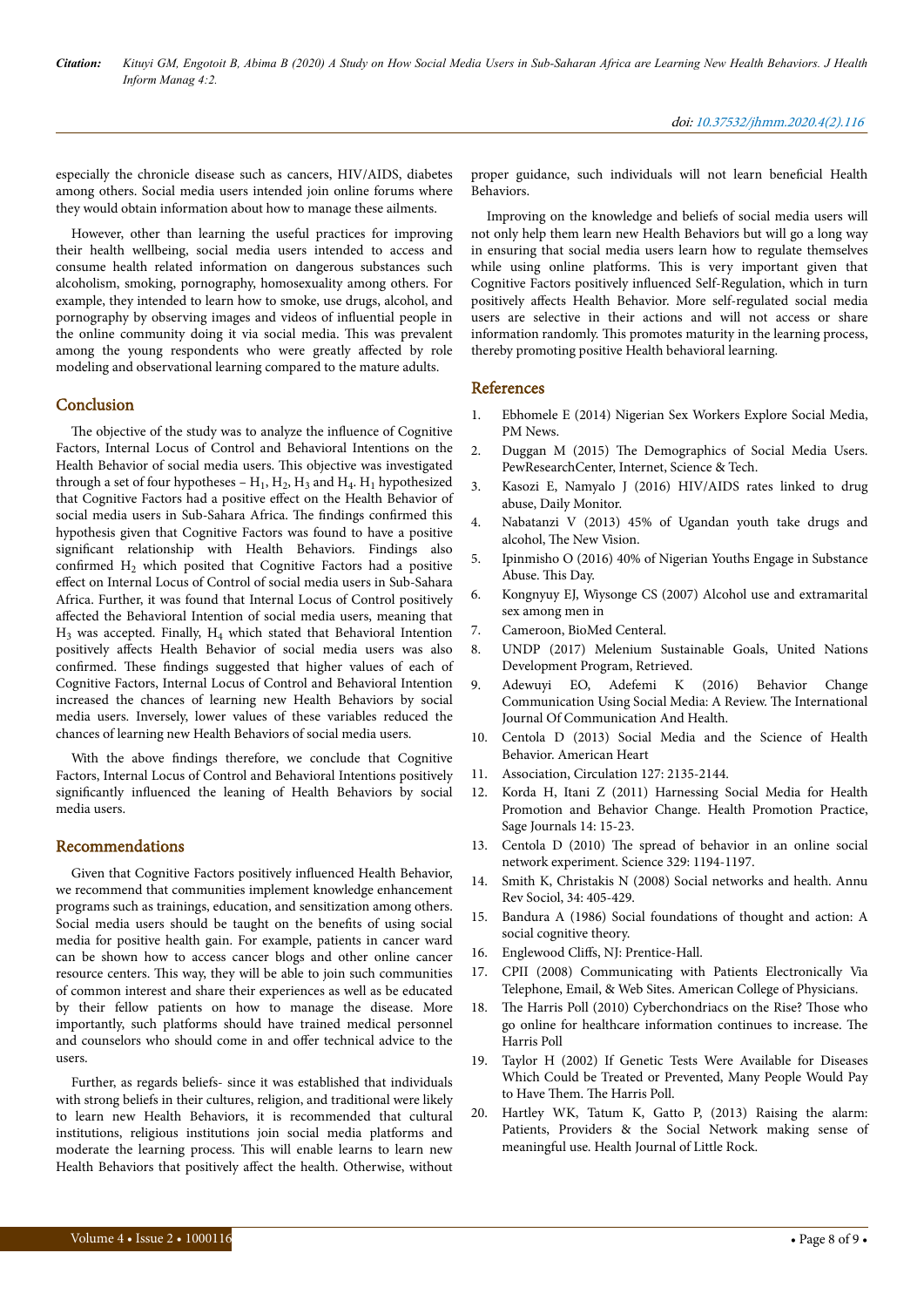especially the chronicle disease such as cancers, HIV/AIDS, diabetes among others. Social media users intended join online forums where they would obtain information about how to manage these ailments.

However, other than learning the useful practices for improving their health wellbeing, social media users intended to access and consume health related information on dangerous substances such alcoholism, smoking, pornography, homosexuality among others. For example, they intended to learn how to smoke, use drugs, alcohol, and pornography by observing images and videos of influential people in the online community doing it via social media. This was prevalent among the young respondents who were greatly affected by role modeling and observational learning compared to the mature adults.

## Conclusion

The objective of the study was to analyze the influence of Cognitive Factors, Internal Locus of Control and Behavioral Intentions on the Health Behavior of social media users. This objective was investigated through a set of four hypotheses – $H_1$, $H_2$, $H_3$ and $H_4$. $H_1$ hypothesized that Cognitive Factors had a positive effect on the Health Behavior of social media users in Sub-Sahara Africa. The findings confirmed this hypothesis given that Cognitive Factors was found to have a positive significant relationship with Health Behaviors. Findings also confirmed $H_2$ which posited that Cognitive Factors had a positive effect on Internal Locus of Control of social media users in Sub-Sahara Africa. Further, it was found that Internal Locus of Control positively affected the Behavioral Intention of social media users, meaning that $H_3$ was accepted. Finally, $H_4$ which stated that Behavioral Intention positively affects Health Behavior of social media users was also confirmed. These findings suggested that higher values of each of Cognitive Factors, Internal Locus of Control and Behavioral Intention increased the chances of learning new Health Behaviors by social media users. Inversely, lower values of these variables reduced the chances of learning new Health Behaviors of social media users.

With the above findings therefore, we conclude that Cognitive Factors, Internal Locus of Control and Behavioral Intentions positively significantly influenced the leaning of Health Behaviors by social media users.

## Recommendations

Given that Cognitive Factors positively influenced Health Behavior, we recommend that communities implement knowledge enhancement programs such as trainings, education, and sensitization among others. Social media users should be taught on the benefits of using social media for positive health gain. For example, patients in cancer ward can be shown how to access cancer blogs and other online cancer resource centers. This way, they will be able to join such communities of common interest and share their experiences as well as be educated by their fellow patients on how to manage the disease. More importantly, such platforms should have trained medical personnel and counselors who should come in and offer technical advice to the users.

Further, as regards beliefs- since it was established that individuals with strong beliefs in their cultures, religion, and traditional were likely to learn new Health Behaviors, it is recommended that cultural institutions, religious institutions join social media platforms and moderate the learning process. This will enable learns to learn new Health Behaviors that positively affect the health. Otherwise, without proper guidance, such individuals will not learn beneficial Health Behaviors.

Improving on the knowledge and beliefs of social media users will not only help them learn new Health Behaviors but will go a long way in ensuring that social media users learn how to regulate themselves while using online platforms. This is very important given that Cognitive Factors positively influenced Self-Regulation, which in turn positively affects Health Behavior. More self-regulated social media users are selective in their actions and will not access or share information randomly. This promotes maturity in the learning process, thereby promoting positive Health behavioral learning.

## References

1. Ebhomele E (2014) Nigerian Sex Workers Explore Social Media, PM News.
2. Duggan M (2015) The Demographics of Social Media Users. PewResearchCenter, Internet, Science & Tech.
3. Kasozi E, Namyalo J (2016) HIV/AIDS rates linked to drug abuse, Daily Monitor.
4. Nabatanzi V (2013) 45% of Ugandan youth take drugs and alcohol, The New Vision.
5. Ipinmisho O (2016) 40% of Nigerian Youths Engage in Substance Abuse. This Day.
6. Kongnyuy EJ, Wiysonge CS (2007) Alcohol use and extramarital sex among men in
7. Cameroon, BioMed Centeral.
8. UNDP (2017) Melenium Sustainable Goals, United Nations Development Program, Retrieved.
9. Adewuyi EO, Adefemi K (2016) Behavior Change Communication Using Social Media: A Review. The International Journal Of Communication And Health.
10. Centola D (2013) Social Media and the Science of Health Behavior. American Heart
11. Association, Circulation 127: 2135-2144.
12. Korda H, Itani Z (2011) Harnessing Social Media for Health Promotion and Behavior Change. Health Promotion Practice, Sage Journals 14: 15-23.
13. Centola D (2010) The spread of behavior in an online social network experiment. Science 329: 1194-1197.
14. Smith K, Christakis N (2008) Social networks and health. Annu Rev Sociol, 34: 405-429.
15. Bandura A (1986) Social foundations of thought and action: A social cognitive theory.
16. Englewood Cliffs, NJ: Prentice-Hall.
17. CPII (2008) Communicating with Patients Electronically Via Telephone, Email, & Web Sites. American College of Physicians.
18. The Harris Poll (2010) Cyberchondriacs on the Rise? Those who go online for healthcare information continues to increase. The Harris Poll
19. Taylor H (2002) If Genetic Tests Were Available for Diseases Which Could be Treated or Prevented, Many People Would Pay to Have Them. The Harris Poll.
20. Hartley WK, Tatum K, Gatto P, (2013) Raising the alarm: Patients, Providers & the Social Network making sense of meaningful use. Health Journal of Little Rock.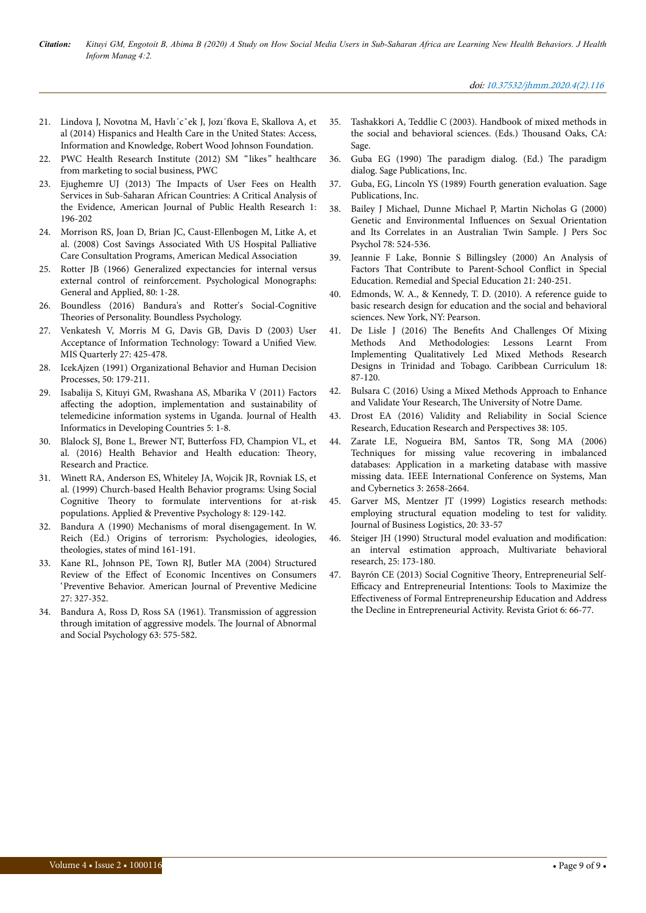21. Lindova J, Novotna M, Havlı´cˇek J, Jozı´fkova E, Skallova A, et al (2014) Hispanics and Health Care in the United States: Access, Information and Knowledge, Robert Wood Johnson Foundation.
22. PWC Health Research Institute (2012) SM "likes" healthcare from marketing to social business, PWC
23. Ejughemre UJ (2013) The Impacts of User Fees on Health Services in Sub-Saharan African Countries: A Critical Analysis of the Evidence, American Journal of Public Health Research 1: 196-202
24. Morrison RS, Joan D, Brian JC, Caust-Ellenbogen M, Litke A, et al. (2008) Cost Savings Associated With US Hospital Palliative Care Consultation Programs, American Medical Association
25. Rotter JB (1966) Generalized expectancies for internal versus external control of reinforcement. Psychological Monographs: General and Applied, 80: 1-28.
26. Boundless (2016) Bandura's and Rotter's Social-Cognitive Theories of Personality. Boundless Psychology.
27. Venkatesh V, Morris M G, Davis GB, Davis D (2003) User Acceptance of Information Technology: Toward a Unified View. MIS Quarterly 27: 425-478.
28. IcekAjzen (1991) Organizational Behavior and Human Decision Processes, 50: 179-211.
29. Isabalija S, Kituyi GM, Rwashana AS, Mbarika V (2011) Factors affecting the adoption, implementation and sustainability of telemedicine information systems in Uganda. Journal of Health Informatics in Developing Countries 5: 1-8.
30. Blalock SJ, Bone L, Brewer NT, Butterfoss FD, Champion VL, et al. (2016) Health Behavior and Health education: Theory, Research and Practice.
31. Winett RA, Anderson ES, Whiteley JA, Wojcik JR, Rovniak LS, et al. (1999) Church-based Health Behavior programs: Using Social Cognitive Theory to formulate interventions for at-risk populations. Applied & Preventive Psychology 8: 129-142.
32. Bandura A (1990) Mechanisms of moral disengagement. In W. Reich (Ed.) Origins of terrorism: Psychologies, ideologies, theologies, states of mind 161-191.
33. Kane RL, Johnson PE, Town RJ, Butler MA (2004) Structured Review of the Effect of Economic Incentives on Consumers 'Preventive Behavior. American Journal of Preventive Medicine 27: 327-352.
34. Bandura A, Ross D, Ross SA (1961). Transmission of aggression through imitation of aggressive models. The Journal of Abnormal and Social Psychology 63: 575-582.
35. Tashakkori A, Teddlie C (2003). Handbook of mixed methods in the social and behavioral sciences. (Eds.) Thousand Oaks, CA: Sage.
36. Guba EG (1990) The paradigm dialog. (Ed.) The paradigm dialog. Sage Publications, Inc.
37. Guba, EG, Lincoln YS (1989) Fourth generation evaluation. Sage Publications, Inc.
38. Bailey J Michael, Dunne Michael P, Martin Nicholas G (2000) Genetic and Environmental Influences on Sexual Orientation and Its Correlates in an Australian Twin Sample. J Pers Soc Psychol 78: 524-536.
39. Jeannie F Lake, Bonnie S Billingsley (2000) An Analysis of Factors That Contribute to Parent-School Conflict in Special Education. Remedial and Special Education 21: 240-251.
40. Edmonds, W. A., & Kennedy, T. D. (2010). A reference guide to basic research design for education and the social and behavioral sciences. New York, NY: Pearson.
41. De Lisle J (2016) The Benefits And Challenges Of Mixing Methods And Methodologies: Lessons Learnt From Implementing Qualitatively Led Mixed Methods Research Designs in Trinidad and Tobago. Caribbean Curriculum 18: 87-120.
42. Bulsara C (2016) Using a Mixed Methods Approach to Enhance and Validate Your Research, The University of Notre Dame.
43. Drost EA (2016) Validity and Reliability in Social Science Research, Education Research and Perspectives 38: 105.
44. Zarate LE, Nogueira BM, Santos TR, Song MA (2006) Techniques for missing value recovering in imbalanced databases: Application in a marketing database with massive missing data. IEEE International Conference on Systems, Man and Cybernetics 3: 2658-2664.
45. Garver MS, Mentzer JT (1999) Logistics research methods: employing structural equation modeling to test for validity. Journal of Business Logistics, 20: 33-57
46. Steiger JH (1990) Structural model evaluation and modification: an interval estimation approach, Multivariate behavioral research, 25: 173-180.
47. Bayrón CE (2013) Social Cognitive Theory, Entrepreneurial Self-Efficacy and Entrepreneurial Intentions: Tools to Maximize the Effectiveness of Formal Entrepreneurship Education and Address the Decline in Entrepreneurial Activity. Revista Griot 6: 66-77.